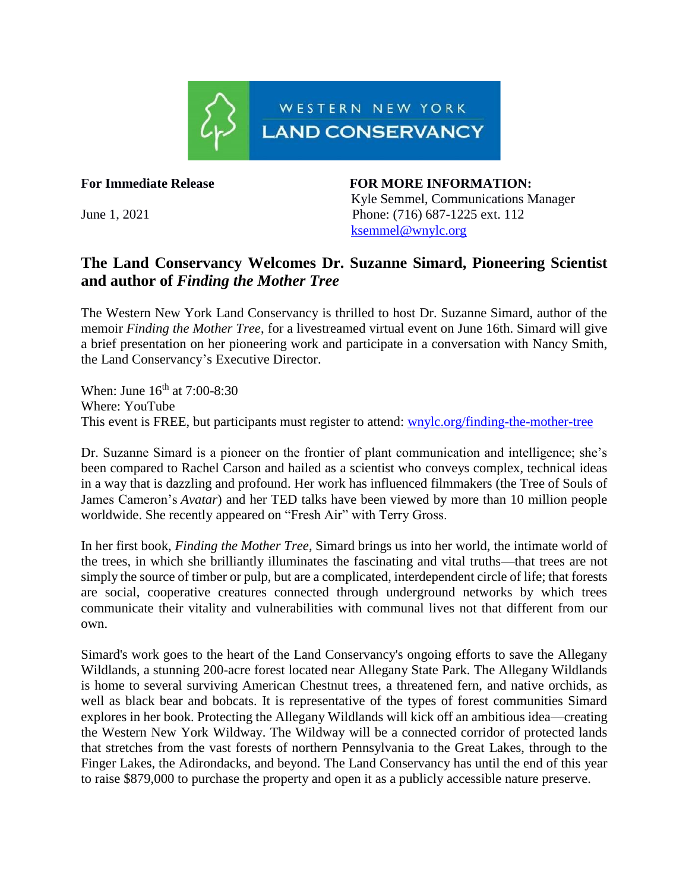WESTERN NEW YORK
LAND CONSERVANCY

**For Immediate Release**

June 1, 2021

**FOR MORE INFORMATION:**
Kyle Semmel, Communications Manager
Phone: (716) 687-1225 ext. 112
ksemmel@wnylc.org

## The Land Conservancy Welcomes Dr. Suzanne Simard, Pioneering Scientist and author of *Finding the Mother Tree*

The Western New York Land Conservancy is thrilled to host Dr. Suzanne Simard, author of the memoir *Finding the Mother Tree*, for a livestreamed virtual event on June 16th. Simard will give a brief presentation on her pioneering work and participate in a conversation with Nancy Smith, the Land Conservancy's Executive Director.

When: June 16th at 7:00-8:30
Where: YouTube
This event is FREE, but participants must register to attend: wnylc.org/finding-the-mother-tree

Dr. Suzanne Simard is a pioneer on the frontier of plant communication and intelligence; she's been compared to Rachel Carson and hailed as a scientist who conveys complex, technical ideas in a way that is dazzling and profound. Her work has influenced filmmakers (the Tree of Souls of James Cameron's *Avatar*) and her TED talks have been viewed by more than 10 million people worldwide. She recently appeared on "Fresh Air" with Terry Gross.

In her first book, *Finding the Mother Tree*, Simard brings us into her world, the intimate world of the trees, in which she brilliantly illuminates the fascinating and vital truths—that trees are not simply the source of timber or pulp, but are a complicated, interdependent circle of life; that forests are social, cooperative creatures connected through underground networks by which trees communicate their vitality and vulnerabilities with communal lives not that different from our own.

Simard's work goes to the heart of the Land Conservancy's ongoing efforts to save the Allegany Wildlands, a stunning 200-acre forest located near Allegany State Park. The Allegany Wildlands is home to several surviving American Chestnut trees, a threatened fern, and native orchids, as well as black bear and bobcats. It is representative of the types of forest communities Simard explores in her book. Protecting the Allegany Wildlands will kick off an ambitious idea—creating the Western New York Wildway. The Wildway will be a connected corridor of protected lands that stretches from the vast forests of northern Pennsylvania to the Great Lakes, through to the Finger Lakes, the Adirondacks, and beyond. The Land Conservancy has until the end of this year to raise $879,000 to purchase the property and open it as a publicly accessible nature preserve.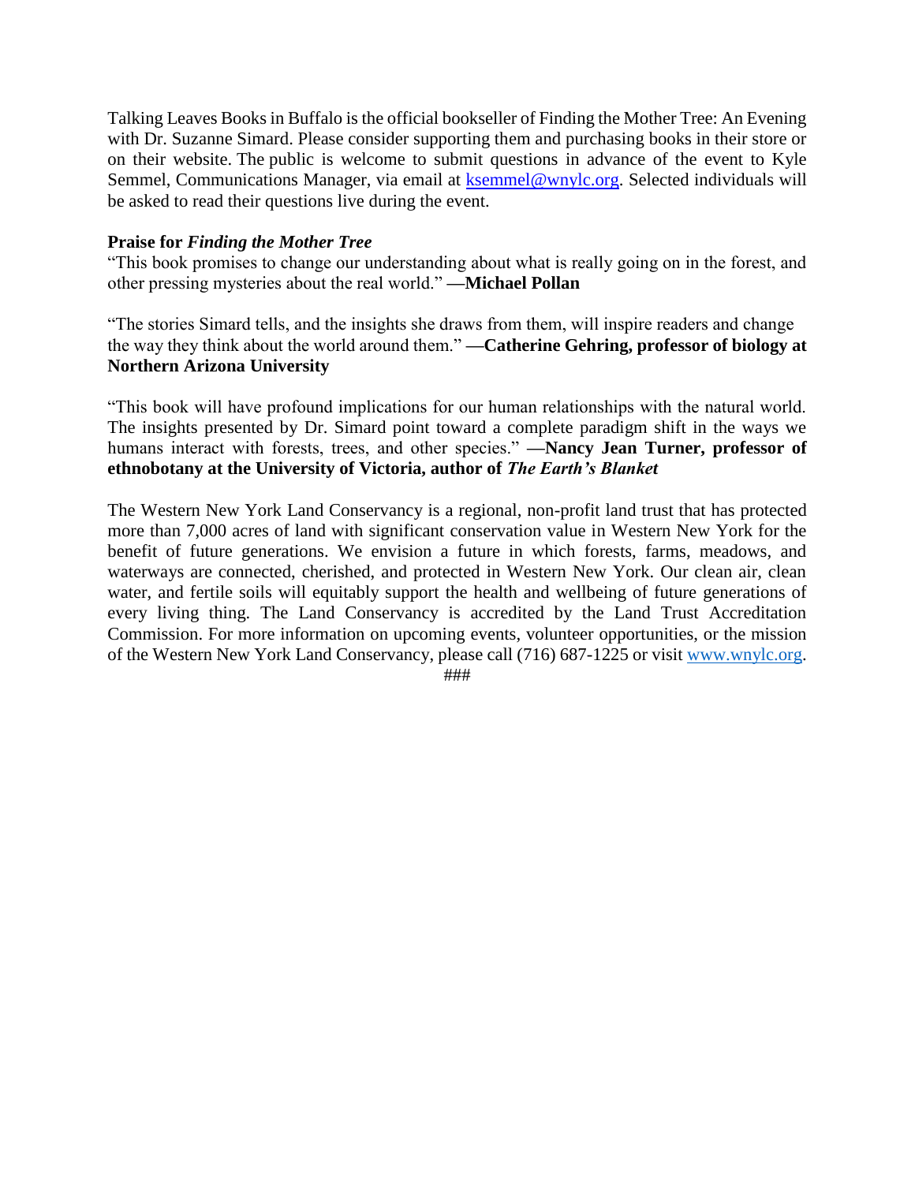Talking Leaves Books in Buffalo is the official bookseller of Finding the Mother Tree: An Evening with Dr. Suzanne Simard. Please consider supporting them and purchasing books in their store or on their website. The public is welcome to submit questions in advance of the event to Kyle Semmel, Communications Manager, via email at ksemmel@wnylc.org. Selected individuals will be asked to read their questions live during the event.

**Praise for *Finding the Mother Tree***

"This book promises to change our understanding about what is really going on in the forest, and other pressing mysteries about the real world." **—Michael Pollan**

"The stories Simard tells, and the insights she draws from them, will inspire readers and change the way they think about the world around them." **—Catherine Gehring, professor of biology at Northern Arizona University**

"This book will have profound implications for our human relationships with the natural world. The insights presented by Dr. Simard point toward a complete paradigm shift in the ways we humans interact with forests, trees, and other species." **—Nancy Jean Turner, professor of ethnobotany at the University of Victoria, author of *The Earth's Blanket***

The Western New York Land Conservancy is a regional, non-profit land trust that has protected more than 7,000 acres of land with significant conservation value in Western New York for the benefit of future generations. We envision a future in which forests, farms, meadows, and waterways are connected, cherished, and protected in Western New York. Our clean air, clean water, and fertile soils will equitably support the health and wellbeing of future generations of every living thing. The Land Conservancy is accredited by the Land Trust Accreditation Commission. For more information on upcoming events, volunteer opportunities, or the mission of the Western New York Land Conservancy, please call (716) 687-1225 or visit www.wnylc.org.

###